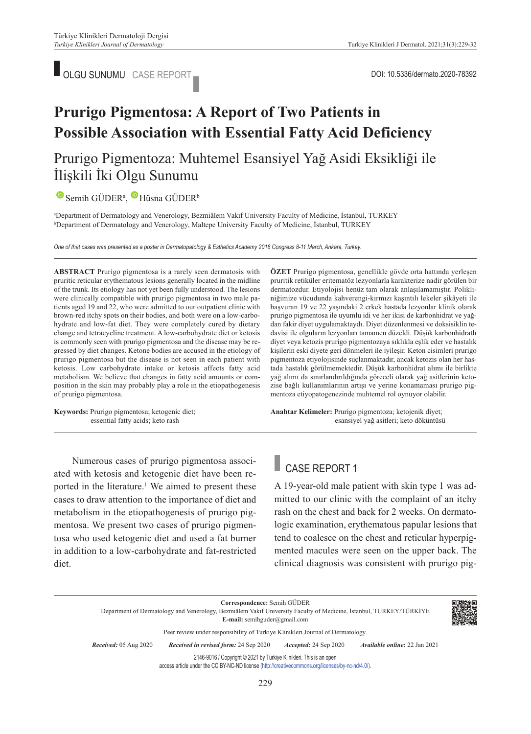OLGU SUNUMU CASE REPORT

DOI: 10.5336/dermato.2020-78392

# Prurigo Pigmentosa: A Report of Two Patients in Possible Association with Essential Fatty Acid Deficiency

## Prurigo Pigmentoza: Muhtemel Esansiyel Yağ Asidi Eksikliği ile İlişkili İki Olgu Sunumu

Semih GÜDER[a], Hüsna GÜDER[b]

[a]Department of Dermatology and Venerology, Bezmiâlem Vakıf University Faculty of Medicine, İstanbul, TURKEY
[b]Department of Dermatology and Venerology, Maltepe University Faculty of Medicine, İstanbul, TURKEY

*One of that cases was presented as a poster in Dermatopathology & Esthetics Academy 2018 Congress 8-11 March, Ankara, Turkey.*

**ABSTRACT** Prurigo pigmentosa is a rarely seen dermatosis with pruritic reticular erythematous lesions generally located in the midline of the trunk. Its etiology has not yet been fully understood. The lesions were clinically compatible with prurigo pigmentosa in two male patients aged 19 and 22, who were admitted to our outpatient clinic with brown-red itchy spots on their bodies, and both were on a low-carbohydrate and low-fat diet. They were completely cured by dietary change and tetracycline treatment. A low-carbohydrate diet or ketosis is commonly seen with prurigo pigmentosa and the disease may be regressed by diet changes. Ketone bodies are accused in the etiology of prurigo pigmentosa but the disease is not seen in each patient with ketosis. Low carbohydrate intake or ketosis affects fatty acid metabolism. We believe that changes in fatty acid amounts or composition in the skin may probably play a role in the etiopathogenesis of prurigo pigmentosa.

**Keywords:** Prurigo pigmentosa; ketogenic diet; essential fatty acids; keto rash

**ÖZET** Prurigo pigmentosa, genellikle gövde orta hattında yerleşen pruritik retiküler eritematöz lezyonlarla karakterize nadir görülen bir dermatozdur. Etiyolojisi henüz tam olarak anlaşılamamıştır. Polikliniğimize vücudunda kahverengi-kırmızı kaşıntılı lekeler şikâyeti ile başvuran 19 ve 22 yaşındaki 2 erkek hastada lezyonlar klinik olarak prurigo pigmentosa ile uyumlu idi ve her ikisi de karbonhidrat ve yağdan fakir diyet uygulamaktaydı. Diyet düzenlenmesi ve doksisiklin tedavisi ile olguların lezyonları tamamen düzeldi. Düşük karbonhidratlı diyet veya ketozis prurigo pigmentozaya sıklıkla eşlik eder ve hastalık kişilerin eski diyete geri dönmeleri ile iyileşir. Keton cisimleri prurigo pigmentoza etiyolojisinde suçlanmaktadır, ancak ketozis olan her hastada hastalık görülmemektedir. Düşük karbonhidrat alımı ile birlikte yağ alımı da sınırlandırıldığında göreceli olarak yağ asitlerinin ketozise bağlı kullanımlarının artışı ve yerine konamaması prurigo pigmentoza etiyopatogenezinde muhtemel rol oynuyor olabilir.

**Anahtar Kelimeler:** Prurigo pigmentoza; ketojenik diyet; esansiyel yağ asitleri; keto döküntüsü

Numerous cases of prurigo pigmentosa associated with ketosis and ketogenic diet have been reported in the literature.[1] We aimed to present these cases to draw attention to the importance of diet and metabolism in the etiopathogenesis of prurigo pigmentosa. We present two cases of prurigo pigmentosa who used ketogenic diet and used a fat burner in addition to a low-carbohydrate and fat-restricted diet.

## CASE REPORT 1

A 19-year-old male patient with skin type 1 was admitted to our clinic with the complaint of an itchy rash on the chest and back for 2 weeks. On dermatologic examination, erythematous papular lesions that tend to coalesce on the chest and reticular hyperpigmented macules were seen on the upper back. The clinical diagnosis was consistent with prurigo pig-

**Correspondence:** Semih GÜDER
Department of Dermatology and Venerology, Bezmiâlem Vakıf University Faculty of Medicine, İstanbul, TURKEY/TÜRKİYE
**E-mail:** semihguder@gmail.com

Peer review under responsibility of Turkiye Klinikleri Journal of Dermatology.

*Received:* 05 Aug 2020 *Received in revised form:* 24 Sep 2020 *Accepted:* 24 Sep 2020 *Available online:* 22 Jan 2021

2146-9016 / Copyright © 2021 by Türkiye Klinikleri. This is an open access article under the CC BY-NC-ND license (http://creativecommons.org/licenses/by-nc-nd/4.0/).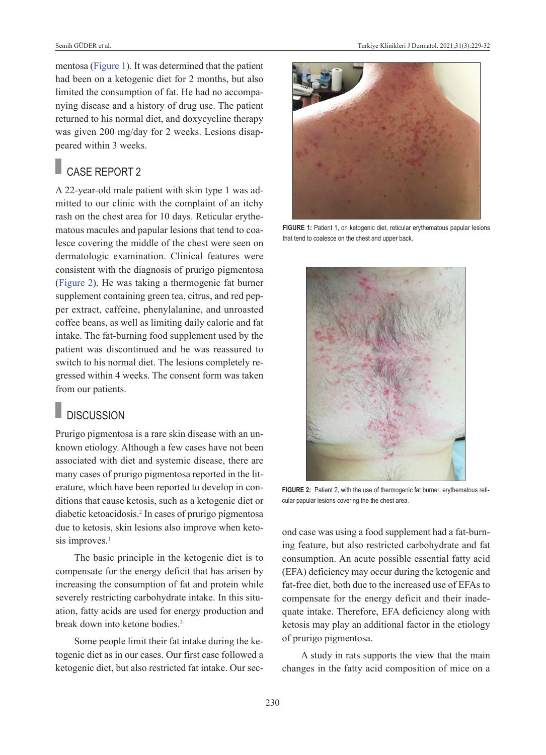mentosa (Figure 1). It was determined that the patient had been on a ketogenic diet for 2 months, but also limited the consumption of fat. He had no accompanying disease and a history of drug use. The patient returned to his normal diet, and doxycycline therapy was given 200 mg/day for 2 weeks. Lesions disappeared within 3 weeks.

## CASE REPORT 2

A 22-year-old male patient with skin type 1 was admitted to our clinic with the complaint of an itchy rash on the chest area for 10 days. Reticular erythematous macules and papular lesions that tend to coalesce covering the middle of the chest were seen on dermatologic examination. Clinical features were consistent with the diagnosis of prurigo pigmentosa (Figure 2). He was taking a thermogenic fat burner supplement containing green tea, citrus, and red pepper extract, caffeine, phenylalanine, and unroasted coffee beans, as well as limiting daily calorie and fat intake. The fat-burning food supplement used by the patient was discontinued and he was reassured to switch to his normal diet. The lesions completely regressed within 4 weeks. The consent form was taken from our patients.

**FIGURE 1:** Patient 1, on ketogenic diet, reticular erythematous papular lesions that tend to coalesce on the chest and upper back.

**FIGURE 2:** Patient 2, with the use of thermogenic fat burner, erythematous reticular papular lesions covering the the chest area.

## DISCUSSION

Prurigo pigmentosa is a rare skin disease with an unknown etiology. Although a few cases have not been associated with diet and systemic disease, there are many cases of prurigo pigmentosa reported in the literature, which have been reported to develop in conditions that cause ketosis, such as a ketogenic diet or diabetic ketoacidosis.[2] In cases of prurigo pigmentosa due to ketosis, skin lesions also improve when ketosis improves.[1]

The basic principle in the ketogenic diet is to compensate for the energy deficit that has arisen by increasing the consumption of fat and protein while severely restricting carbohydrate intake. In this situation, fatty acids are used for energy production and break down into ketone bodies.[3]

Some people limit their fat intake during the ketogenic diet as in our cases. Our first case followed a ketogenic diet, but also restricted fat intake. Our second case was using a food supplement had a fat-burning feature, but also restricted carbohydrate and fat consumption. An acute possible essential fatty acid (EFA) deficiency may occur during the ketogenic and fat-free diet, both due to the increased use of EFAs to compensate for the energy deficit and their inadequate intake. Therefore, EFA deficiency along with ketosis may play an additional factor in the etiology of prurigo pigmentosa.

A study in rats supports the view that the main changes in the fatty acid composition of mice on a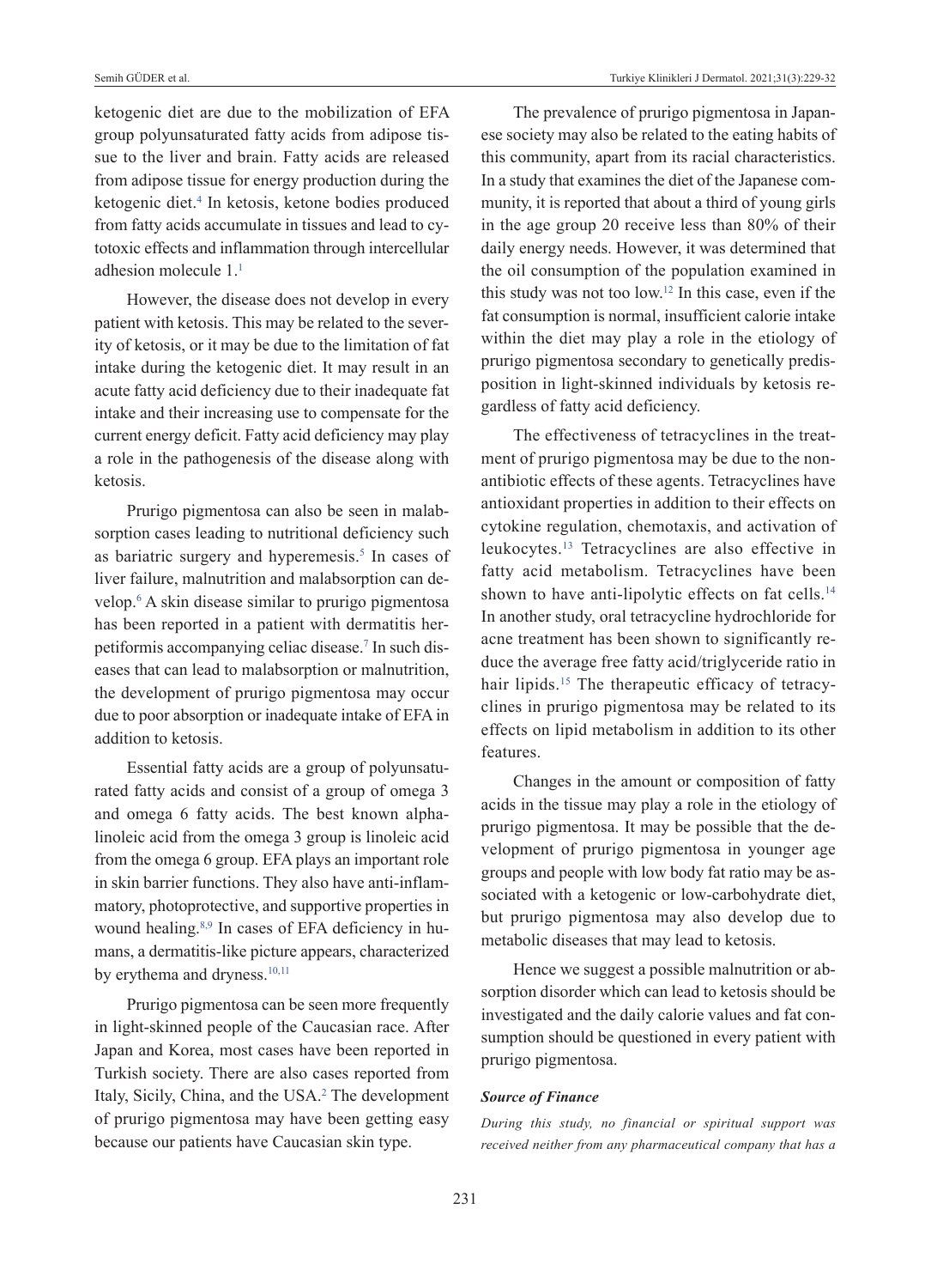ketogenic diet are due to the mobilization of EFA group polyunsaturated fatty acids from adipose tissue to the liver and brain. Fatty acids are released from adipose tissue for energy production during the ketogenic diet.[4] In ketosis, ketone bodies produced from fatty acids accumulate in tissues and lead to cytotoxic effects and inflammation through intercellular adhesion molecule 1.[1]

However, the disease does not develop in every patient with ketosis. This may be related to the severity of ketosis, or it may be due to the limitation of fat intake during the ketogenic diet. It may result in an acute fatty acid deficiency due to their inadequate fat intake and their increasing use to compensate for the current energy deficit. Fatty acid deficiency may play a role in the pathogenesis of the disease along with ketosis.

Prurigo pigmentosa can also be seen in malabsorption cases leading to nutritional deficiency such as bariatric surgery and hyperemesis.[5] In cases of liver failure, malnutrition and malabsorption can develop.[6] A skin disease similar to prurigo pigmentosa has been reported in a patient with dermatitis herpetiformis accompanying celiac disease.[7] In such diseases that can lead to malabsorption or malnutrition, the development of prurigo pigmentosa may occur due to poor absorption or inadequate intake of EFA in addition to ketosis.

Essential fatty acids are a group of polyunsaturated fatty acids and consist of a group of omega 3 and omega 6 fatty acids. The best known alpha-linoleic acid from the omega 3 group is linoleic acid from the omega 6 group. EFA plays an important role in skin barrier functions. They also have anti-inflammatory, photoprotective, and supportive properties in wound healing.[8,9] In cases of EFA deficiency in humans, a dermatitis-like picture appears, characterized by erythema and dryness.[10,11]

Prurigo pigmentosa can be seen more frequently in light-skinned people of the Caucasian race. After Japan and Korea, most cases have been reported in Turkish society. There are also cases reported from Italy, Sicily, China, and the USA.[2] The development of prurigo pigmentosa may have been getting easy because our patients have Caucasian skin type.

The prevalence of prurigo pigmentosa in Japanese society may also be related to the eating habits of this community, apart from its racial characteristics. In a study that examines the diet of the Japanese community, it is reported that about a third of young girls in the age group 20 receive less than 80% of their daily energy needs. However, it was determined that the oil consumption of the population examined in this study was not too low.[12] In this case, even if the fat consumption is normal, insufficient calorie intake within the diet may play a role in the etiology of prurigo pigmentosa secondary to genetically predisposition in light-skinned individuals by ketosis regardless of fatty acid deficiency.

The effectiveness of tetracyclines in the treatment of prurigo pigmentosa may be due to the non-antibiotic effects of these agents. Tetracyclines have antioxidant properties in addition to their effects on cytokine regulation, chemotaxis, and activation of leukocytes.[13] Tetracyclines are also effective in fatty acid metabolism. Tetracyclines have been shown to have anti-lipolytic effects on fat cells.[14] In another study, oral tetracycline hydrochloride for acne treatment has been shown to significantly reduce the average free fatty acid/triglyceride ratio in hair lipids.[15] The therapeutic efficacy of tetracyclines in prurigo pigmentosa may be related to its effects on lipid metabolism in addition to its other features.

Changes in the amount or composition of fatty acids in the tissue may play a role in the etiology of prurigo pigmentosa. It may be possible that the development of prurigo pigmentosa in younger age groups and people with low body fat ratio may be associated with a ketogenic or low-carbohydrate diet, but prurigo pigmentosa may also develop due to metabolic diseases that may lead to ketosis.

Hence we suggest a possible malnutrition or absorption disorder which can lead to ketosis should be investigated and the daily calorie values and fat consumption should be questioned in every patient with prurigo pigmentosa.

***Source of Finance***

*During this study, no financial or spiritual support was received neither from any pharmaceutical company that has a*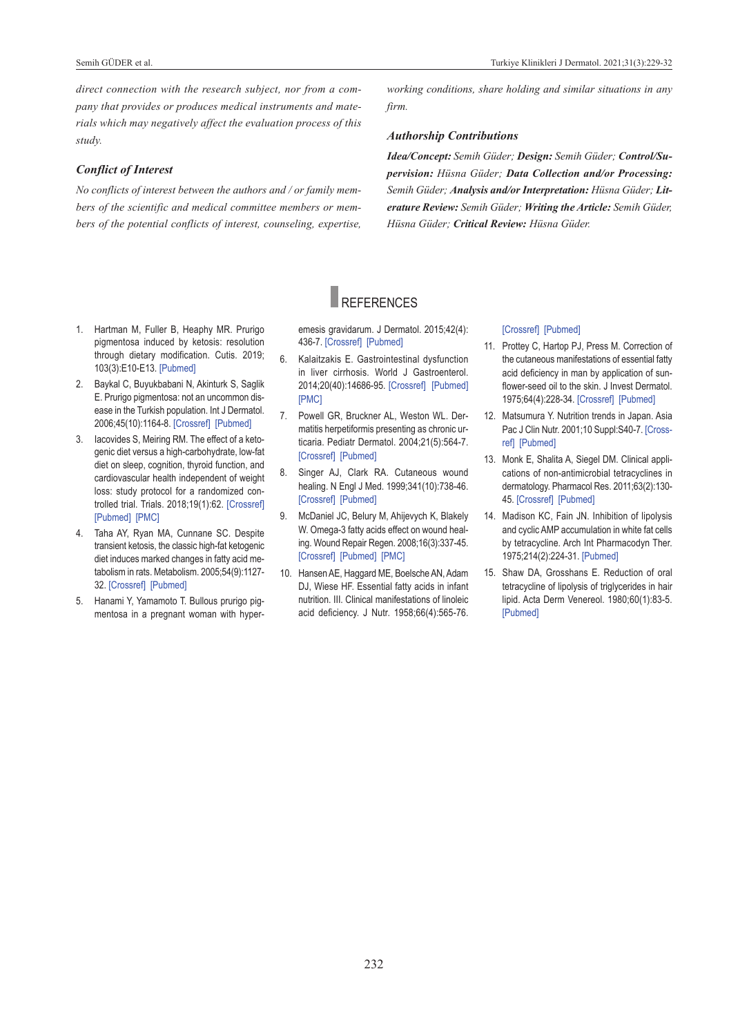*direct connection with the research subject, nor from a company that provides or produces medical instruments and materials which may negatively affect the evaluation process of this study.*

### *Conflict of Interest*

*No conflicts of interest between the authors and / or family members of the scientific and medical committee members or members of the potential conflicts of interest, counseling, expertise, working conditions, share holding and similar situations in any firm.*

### *Authorship Contributions*

***Idea/Concept:** Semih Güder; **Design:** Semih Güder; **Control/Supervision:** Hüsna Güder; **Data Collection and/or Processing:** Semih Güder; **Analysis and/or Interpretation:** Hüsna Güder; **Literature Review:** Semih Güder; **Writing the Article:** Semih Güder, Hüsna Güder; **Critical Review:** Hüsna Güder.*

## REFERENCES

1. Hartman M, Fuller B, Heaphy MR. Prurigo pigmentosa induced by ketosis: resolution through dietary modification. Cutis. 2019; 103(3):E10-E13. [Pubmed]
2. Baykal C, Buyukbabani N, Akinturk S, Saglik E. Prurigo pigmentosa: not an uncommon disease in the Turkish population. Int J Dermatol. 2006;45(10):1164-8. [Crossref] [Pubmed]
3. Iacovides S, Meiring RM. The effect of a ketogenic diet versus a high-carbohydrate, low-fat diet on sleep, cognition, thyroid function, and cardiovascular health independent of weight loss: study protocol for a randomized controlled trial. Trials. 2018;19(1):62. [Crossref] [Pubmed] [PMC]
4. Taha AY, Ryan MA, Cunnane SC. Despite transient ketosis, the classic high-fat ketogenic diet induces marked changes in fatty acid metabolism in rats. Metabolism. 2005;54(9):1127-32. [Crossref] [Pubmed]
5. Hanami Y, Yamamoto T. Bullous prurigo pigmentosa in a pregnant woman with hyperemesis gravidarum. J Dermatol. 2015;42(4): 436-7. [Crossref] [Pubmed]
6. Kalaitzakis E. Gastrointestinal dysfunction in liver cirrhosis. World J Gastroenterol. 2014;20(40):14686-95. [Crossref] [Pubmed] [PMC]
7. Powell GR, Bruckner AL, Weston WL. Dermatitis herpetiformis presenting as chronic urticaria. Pediatr Dermatol. 2004;21(5):564-7. [Crossref] [Pubmed]
8. Singer AJ, Clark RA. Cutaneous wound healing. N Engl J Med. 1999;341(10):738-46. [Crossref] [Pubmed]
9. McDaniel JC, Belury M, Ahijevych K, Blakely W. Omega-3 fatty acids effect on wound healing. Wound Repair Regen. 2008;16(3):337-45. [Crossref] [Pubmed] [PMC]
10. Hansen AE, Haggard ME, Boelsche AN, Adam DJ, Wiese HF. Essential fatty acids in infant nutrition. III. Clinical manifestations of linoleic acid deficiency. J Nutr. 1958;66(4):565-76. [Crossref] [Pubmed]
11. Prottey C, Hartop PJ, Press M. Correction of the cutaneous manifestations of essential fatty acid deficiency in man by application of sunflower-seed oil to the skin. J Invest Dermatol. 1975;64(4):228-34. [Crossref] [Pubmed]
12. Matsumura Y. Nutrition trends in Japan. Asia Pac J Clin Nutr. 2001;10 Suppl:S40-7. [Crossref] [Pubmed]
13. Monk E, Shalita A, Siegel DM. Clinical applications of non-antimicrobial tetracyclines in dermatology. Pharmacol Res. 2011;63(2):130-45. [Crossref] [Pubmed]
14. Madison KC, Fain JN. Inhibition of lipolysis and cyclic AMP accumulation in white fat cells by tetracycline. Arch Int Pharmacodyn Ther. 1975;214(2):224-31. [Pubmed]
15. Shaw DA, Grosshans E. Reduction of oral tetracycline of lipolysis of triglycerides in hair lipid. Acta Derm Venereol. 1980;60(1):83-5. [Pubmed]